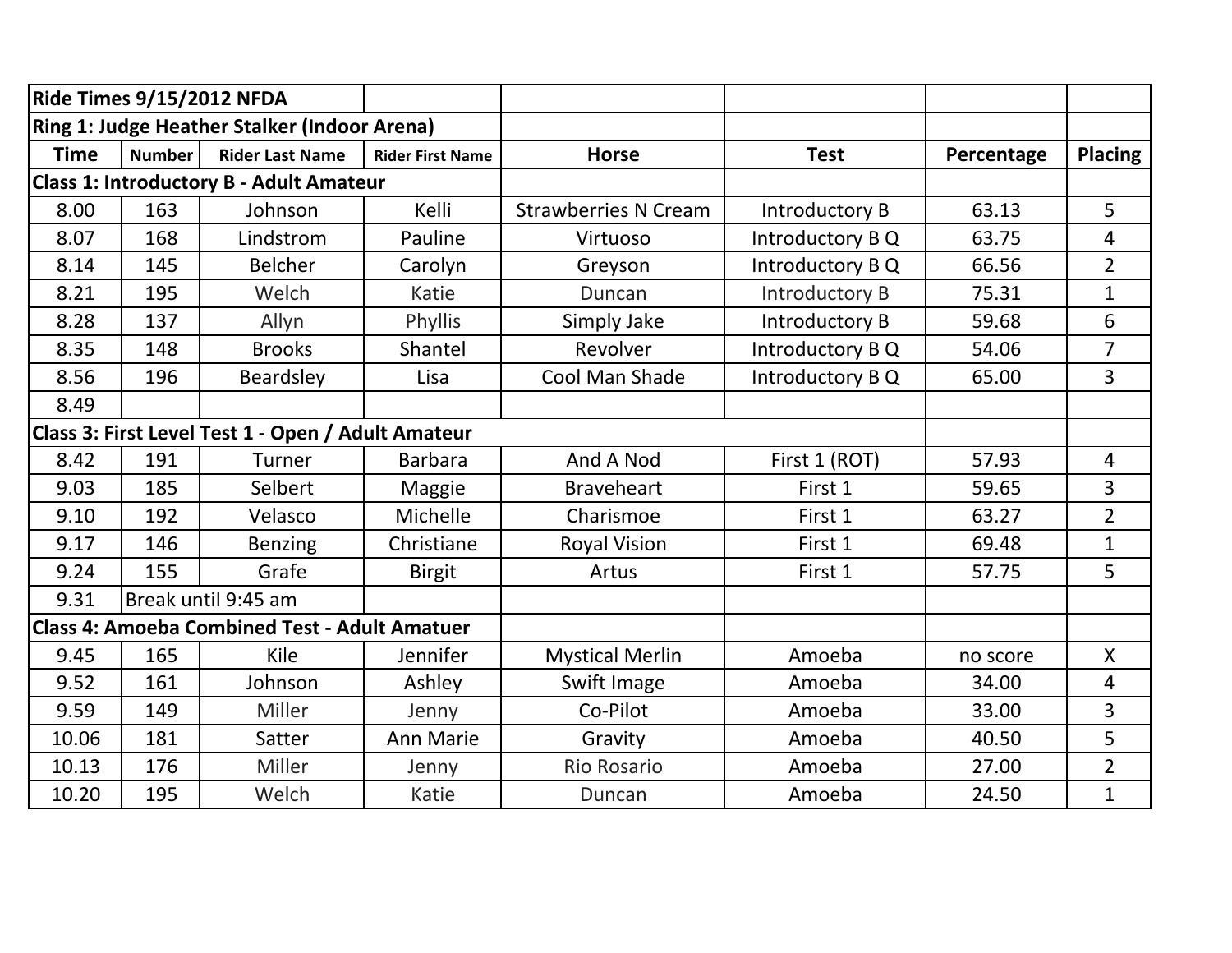| Ride Times 9/15/2012 NFDA | | | | | | | |
|---|---|---|---|---|---|---|---|
| Ring 1: Judge Heather Stalker (Indoor Arena) | | | | | | | |
| **Time** | **Number** | **Rider Last Name** | **Rider First Name** | **Horse** | **Test** | **Percentage** | **Placing** |
| **Class 1: Introductory B - Adult Amateur** | | | | | | | |
| 8.00 | 163 | Johnson | Kelli | Strawberries N Cream | Introductory B | 63.13 | 5 |
| 8.07 | 168 | Lindstrom | Pauline | Virtuoso | Introductory B Q | 63.75 | 4 |
| 8.14 | 145 | Belcher | Carolyn | Greyson | Introductory B Q | 66.56 | 2 |
| 8.21 | 195 | Welch | Katie | Duncan | Introductory B | 75.31 | 1 |
| 8.28 | 137 | Allyn | Phyllis | Simply Jake | Introductory B | 59.68 | 6 |
| 8.35 | 148 | Brooks | Shantel | Revolver | Introductory B Q | 54.06 | 7 |
| 8.56 | 196 | Beardsley | Lisa | Cool Man Shade | Introductory B Q | 65.00 | 3 |
| 8.49 | | | | | | | |
| **Class 3: First Level Test 1 - Open / Adult Amateur** | | | | | | | |
| 8.42 | 191 | Turner | Barbara | And A Nod | First 1 (ROT) | 57.93 | 4 |
| 9.03 | 185 | Selbert | Maggie | Braveheart | First 1 | 59.65 | 3 |
| 9.10 | 192 | Velasco | Michelle | Charismoe | First 1 | 63.27 | 2 |
| 9.17 | 146 | Benzing | Christiane | Royal Vision | First 1 | 69.48 | 1 |
| 9.24 | 155 | Grafe | Birgit | Artus | First 1 | 57.75 | 5 |
| 9.31 | Break until 9:45 am | | | | | | |
| **Class 4: Amoeba Combined Test - Adult Amatuer** | | | | | | | |
| 9.45 | 165 | Kile | Jennifer | Mystical Merlin | Amoeba | no score | X |
| 9.52 | 161 | Johnson | Ashley | Swift Image | Amoeba | 34.00 | 4 |
| 9.59 | 149 | Miller | Jenny | Co-Pilot | Amoeba | 33.00 | 3 |
| 10.06 | 181 | Satter | Ann Marie | Gravity | Amoeba | 40.50 | 5 |
| 10.13 | 176 | Miller | Jenny | Rio Rosario | Amoeba | 27.00 | 2 |
| 10.20 | 195 | Welch | Katie | Duncan | Amoeba | 24.50 | 1 |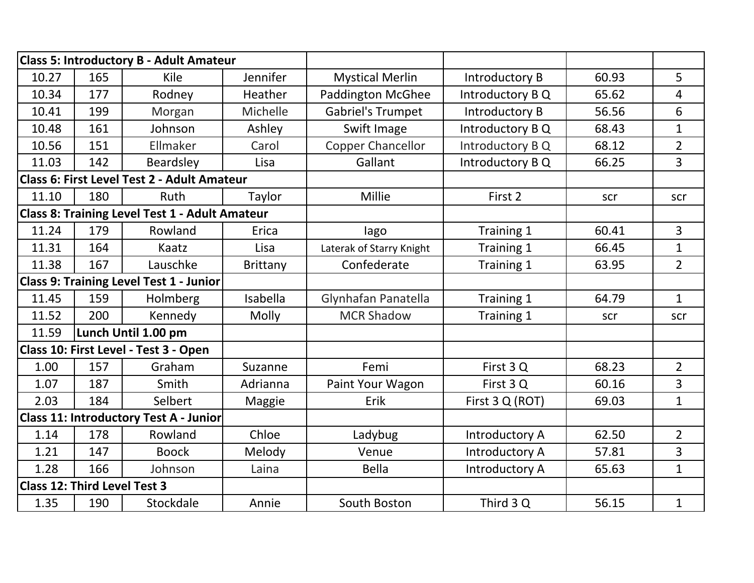| Class 5: Introductory B - Adult Amateur | | | | | | | |
|---|---|---|---|---|---|---|---|
| 10.27 | 165 | Kile | Jennifer | Mystical Merlin | Introductory B | 60.93 | 5 |
| 10.34 | 177 | Rodney | Heather | Paddington McGhee | Introductory B Q | 65.62 | 4 |
| 10.41 | 199 | Morgan | Michelle | Gabriel's Trumpet | Introductory B | 56.56 | 6 |
| 10.48 | 161 | Johnson | Ashley | Swift Image | Introductory B Q | 68.43 | 1 |
| 10.56 | 151 | Ellmaker | Carol | Copper Chancellor | Introductory B Q | 68.12 | 2 |
| 11.03 | 142 | Beardsley | Lisa | Gallant | Introductory B Q | 66.25 | 3 |
| **Class 6: First Level Test 2 - Adult Amateur** | | | | | | | |
| 11.10 | 180 | Ruth | Taylor | Millie | First 2 | scr | scr |
| **Class 8: Training Level Test 1 - Adult Amateur** | | | | | | | |
| 11.24 | 179 | Rowland | Erica | Iago | Training 1 | 60.41 | 3 |
| 11.31 | 164 | Kaatz | Lisa | Laterak of Starry Knight | Training 1 | 66.45 | 1 |
| 11.38 | 167 | Lauschke | Brittany | Confederate | Training 1 | 63.95 | 2 |
| **Class 9: Training Level Test 1 - Junior** | | | | | | | |
| 11.45 | 159 | Holmberg | Isabella | Glynhafan Panatella | Training 1 | 64.79 | 1 |
| 11.52 | 200 | Kennedy | Molly | MCR Shadow | Training 1 | scr | scr |
| 11.59 | **Lunch Until 1.00 pm** | | | | | | |
| **Class 10: First Level - Test 3 - Open** | | | | | | | |
| 1.00 | 157 | Graham | Suzanne | Femi | First 3 Q | 68.23 | 2 |
| 1.07 | 187 | Smith | Adrianna | Paint Your Wagon | First 3 Q | 60.16 | 3 |
| 2.03 | 184 | Selbert | Maggie | Erik | First 3 Q (ROT) | 69.03 | 1 |
| **Class 11: Introductory Test A - Junior** | | | | | | | |
| 1.14 | 178 | Rowland | Chloe | Ladybug | Introductory A | 62.50 | 2 |
| 1.21 | 147 | Boock | Melody | Venue | Introductory A | 57.81 | 3 |
| 1.28 | 166 | Johnson | Laina | Bella | Introductory A | 65.63 | 1 |
| **Class 12: Third Level Test 3** | | | | | | | |
| 1.35 | 190 | Stockdale | Annie | South Boston | Third 3 Q | 56.15 | 1 |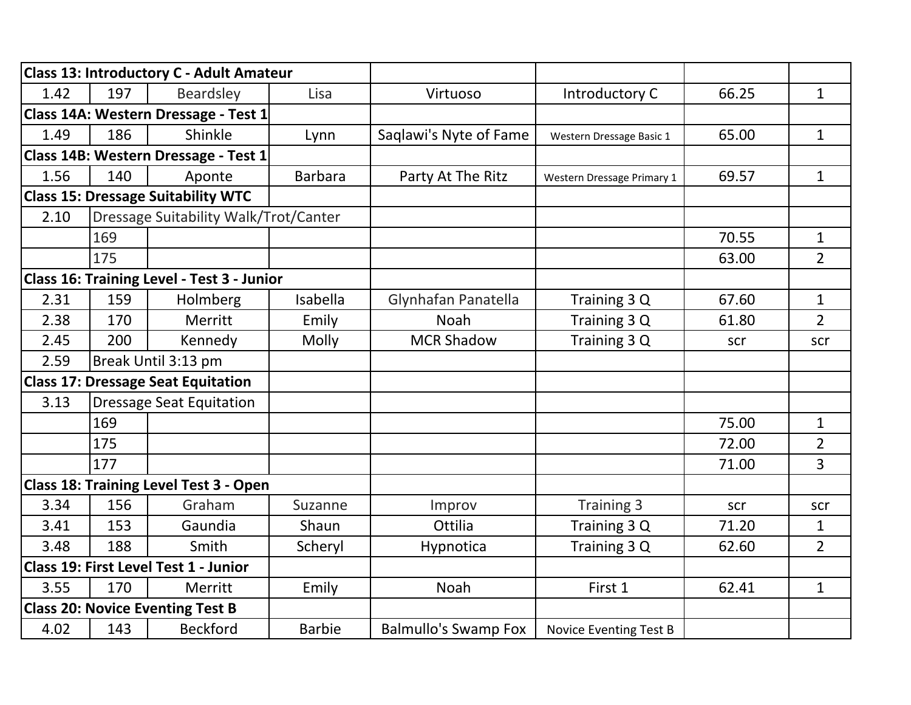| Class 13: Introductory C - Adult Amateur | | | | | | | |
| --- | --- | --- | --- | --- | --- | --- | --- |
| 1.42 | 197 | Beardsley | Lisa | Virtuoso | Introductory C | 66.25 | 1 |
| **Class 14A: Western Dressage - Test 1** | | | | | | | |
| 1.49 | 186 | Shinkle | Lynn | Saqlawi's Nyte of Fame | Western Dressage Basic 1 | 65.00 | 1 |
| **Class 14B: Western Dressage - Test 1** | | | | | | | |
| 1.56 | 140 | Aponte | Barbara | Party At The Ritz | Western Dressage Primary 1 | 69.57 | 1 |
| **Class 15: Dressage Suitability WTC** | | | | | | | |
| 2.10 | Dressage Suitability Walk/Trot/Canter | | | | | | |
| | 169 | | | | | 70.55 | 1 |
| | 175 | | | | | 63.00 | 2 |
| **Class 16: Training Level - Test 3 - Junior** | | | | | | | |
| 2.31 | 159 | Holmberg | Isabella | Glynhafan Panatella | Training 3 Q | 67.60 | 1 |
| 2.38 | 170 | Merritt | Emily | Noah | Training 3 Q | 61.80 | 2 |
| 2.45 | 200 | Kennedy | Molly | MCR Shadow | Training 3 Q | scr | scr |
| 2.59 | Break Until 3:13 pm | | | | | | |
| **Class 17: Dressage Seat Equitation** | | | | | | | |
| 3.13 | Dressage Seat Equitation | | | | | | |
| | 169 | | | | | 75.00 | 1 |
| | 175 | | | | | 72.00 | 2 |
| | 177 | | | | | 71.00 | 3 |
| **Class 18: Training Level Test 3 - Open** | | | | | | | |
| 3.34 | 156 | Graham | Suzanne | Improv | Training 3 | scr | scr |
| 3.41 | 153 | Gaundia | Shaun | Ottilia | Training 3 Q | 71.20 | 1 |
| 3.48 | 188 | Smith | Scheryl | Hypnotica | Training 3 Q | 62.60 | 2 |
| **Class 19: First Level Test 1 - Junior** | | | | | | | |
| 3.55 | 170 | Merritt | Emily | Noah | First 1 | 62.41 | 1 |
| **Class 20: Novice Eventing Test B** | | | | | | | |
| 4.02 | 143 | Beckford | Barbie | Balmullo's Swamp Fox | Novice Eventing Test B | | |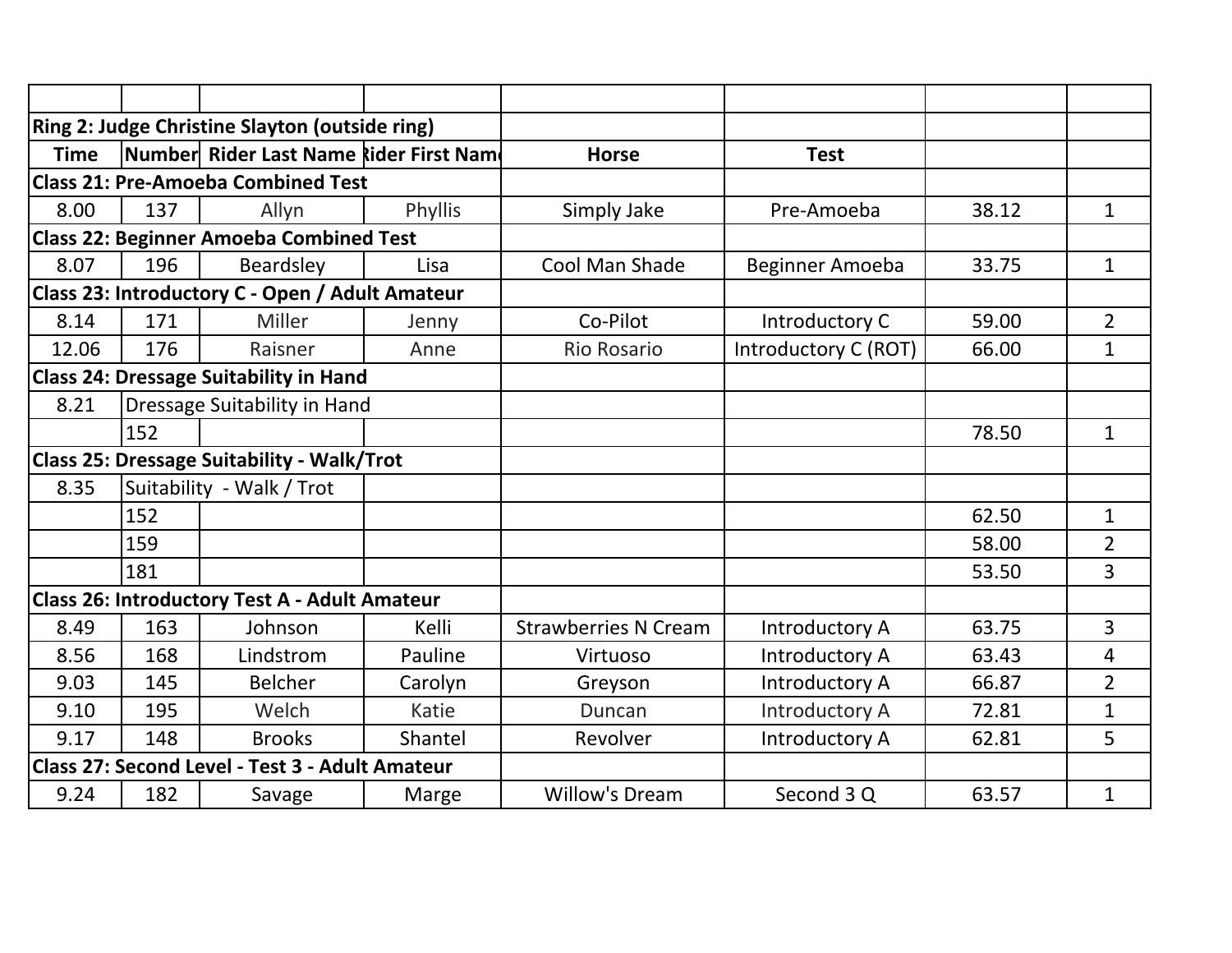| Time | Number | Rider Last Name | Rider First Name | Horse | Test | | |
|---|---|---|---|---|---|---|---|
| **Ring 2: Judge Christine Slayton (outside ring)** | | | | | | | |
| **Class 21: Pre-Amoeba Combined Test** | | | | | | | |
| 8.00 | 137 | Allyn | Phyllis | Simply Jake | Pre-Amoeba | 38.12 | 1 |
| **Class 22: Beginner Amoeba Combined Test** | | | | | | | |
| 8.07 | 196 | Beardsley | Lisa | Cool Man Shade | Beginner Amoeba | 33.75 | 1 |
| **Class 23: Introductory C - Open / Adult Amateur** | | | | | | | |
| 8.14 | 171 | Miller | Jenny | Co-Pilot | Introductory C | 59.00 | 2 |
| 12.06 | 176 | Raisner | Anne | Rio Rosario | Introductory C (ROT) | 66.00 | 1 |
| **Class 24: Dressage Suitability in Hand** | | | | | | | |
| 8.21 | Dressage Suitability in Hand | | | | | | |
| | 152 | | | | | 78.50 | 1 |
| **Class 25: Dressage Suitability - Walk/Trot** | | | | | | | |
| 8.35 | Suitability - Walk / Trot | | | | | | |
| | 152 | | | | | 62.50 | 1 |
| | 159 | | | | | 58.00 | 2 |
| | 181 | | | | | 53.50 | 3 |
| **Class 26: Introductory Test A - Adult Amateur** | | | | | | | |
| 8.49 | 163 | Johnson | Kelli | Strawberries N Cream | Introductory A | 63.75 | 3 |
| 8.56 | 168 | Lindstrom | Pauline | Virtuoso | Introductory A | 63.43 | 4 |
| 9.03 | 145 | Belcher | Carolyn | Greyson | Introductory A | 66.87 | 2 |
| 9.10 | 195 | Welch | Katie | Duncan | Introductory A | 72.81 | 1 |
| 9.17 | 148 | Brooks | Shantel | Revolver | Introductory A | 62.81 | 5 |
| **Class 27: Second Level - Test 3 - Adult Amateur** | | | | | | | |
| 9.24 | 182 | Savage | Marge | Willow's Dream | Second 3 Q | 63.57 | 1 |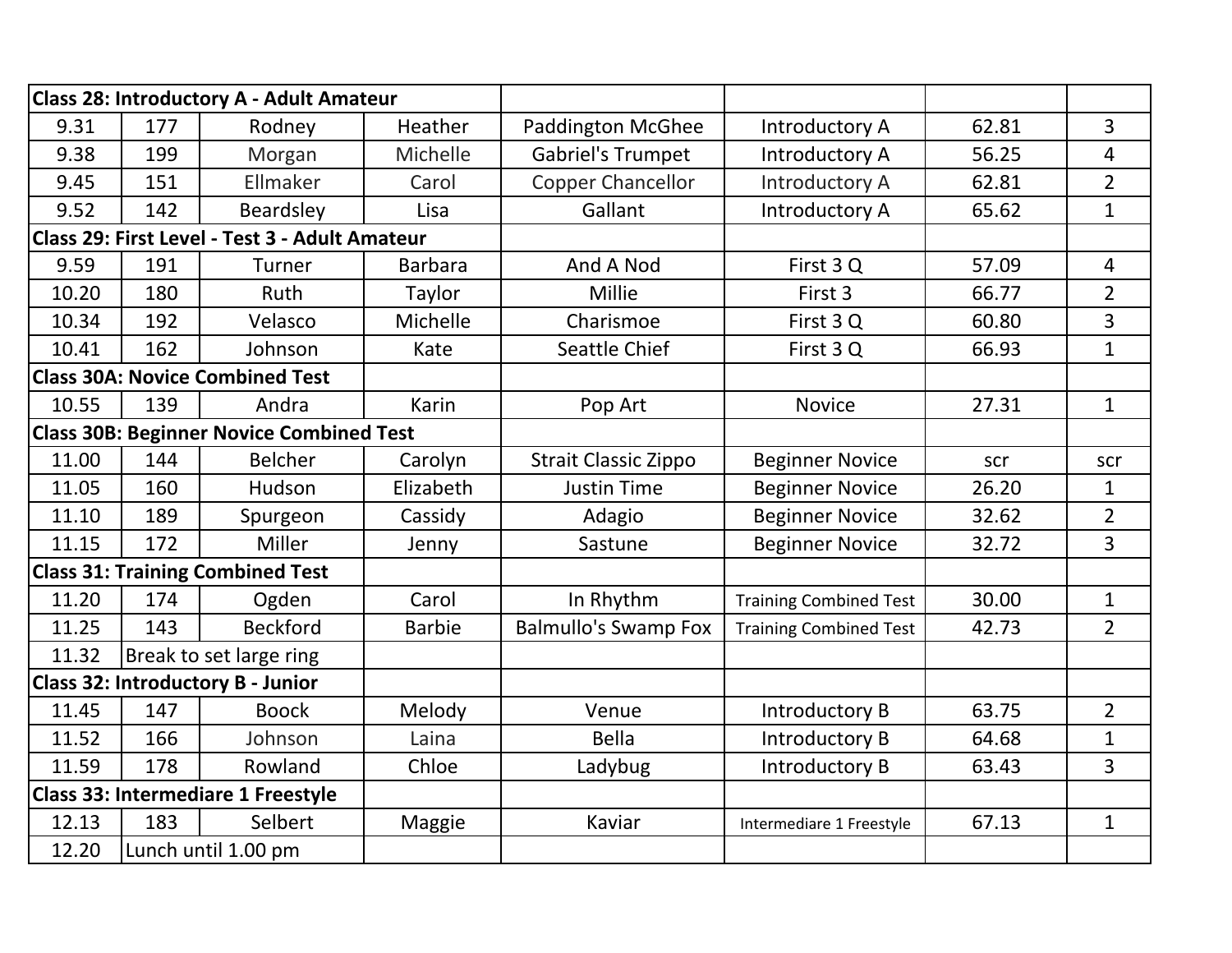| Class 28: Introductory A - Adult Amateur | | | | | | | |
|---|---|---|---|---|---|---|---|
| 9.31 | 177 | Rodney | Heather | Paddington McGhee | Introductory A | 62.81 | 3 |
| 9.38 | 199 | Morgan | Michelle | Gabriel's Trumpet | Introductory A | 56.25 | 4 |
| 9.45 | 151 | Ellmaker | Carol | Copper Chancellor | Introductory A | 62.81 | 2 |
| 9.52 | 142 | Beardsley | Lisa | Gallant | Introductory A | 65.62 | 1 |
| **Class 29: First Level - Test 3 - Adult Amateur** | | | | | | | |
| 9.59 | 191 | Turner | Barbara | And A Nod | First 3 Q | 57.09 | 4 |
| 10.20 | 180 | Ruth | Taylor | Millie | First 3 | 66.77 | 2 |
| 10.34 | 192 | Velasco | Michelle | Charismoe | First 3 Q | 60.80 | 3 |
| 10.41 | 162 | Johnson | Kate | Seattle Chief | First 3 Q | 66.93 | 1 |
| **Class 30A: Novice Combined Test** | | | | | | | |
| 10.55 | 139 | Andra | Karin | Pop Art | Novice | 27.31 | 1 |
| **Class 30B: Beginner Novice Combined Test** | | | | | | | |
| 11.00 | 144 | Belcher | Carolyn | Strait Classic Zippo | Beginner Novice | scr | scr |
| 11.05 | 160 | Hudson | Elizabeth | Justin Time | Beginner Novice | 26.20 | 1 |
| 11.10 | 189 | Spurgeon | Cassidy | Adagio | Beginner Novice | 32.62 | 2 |
| 11.15 | 172 | Miller | Jenny | Sastune | Beginner Novice | 32.72 | 3 |
| **Class 31: Training Combined Test** | | | | | | | |
| 11.20 | 174 | Ogden | Carol | In Rhythm | Training Combined Test | 30.00 | 1 |
| 11.25 | 143 | Beckford | Barbie | Balmullo's Swamp Fox | Training Combined Test | 42.73 | 2 |
| 11.32 | Break to set large ring | | | | | | |
| **Class 32: Introductory B - Junior** | | | | | | | |
| 11.45 | 147 | Boock | Melody | Venue | Introductory B | 63.75 | 2 |
| 11.52 | 166 | Johnson | Laina | Bella | Introductory B | 64.68 | 1 |
| 11.59 | 178 | Rowland | Chloe | Ladybug | Introductory B | 63.43 | 3 |
| **Class 33: Intermediare 1 Freestyle** | | | | | | | |
| 12.13 | 183 | Selbert | Maggie | Kaviar | Intermediare 1 Freestyle | 67.13 | 1 |
| 12.20 | Lunch until 1.00 pm | | | | | | |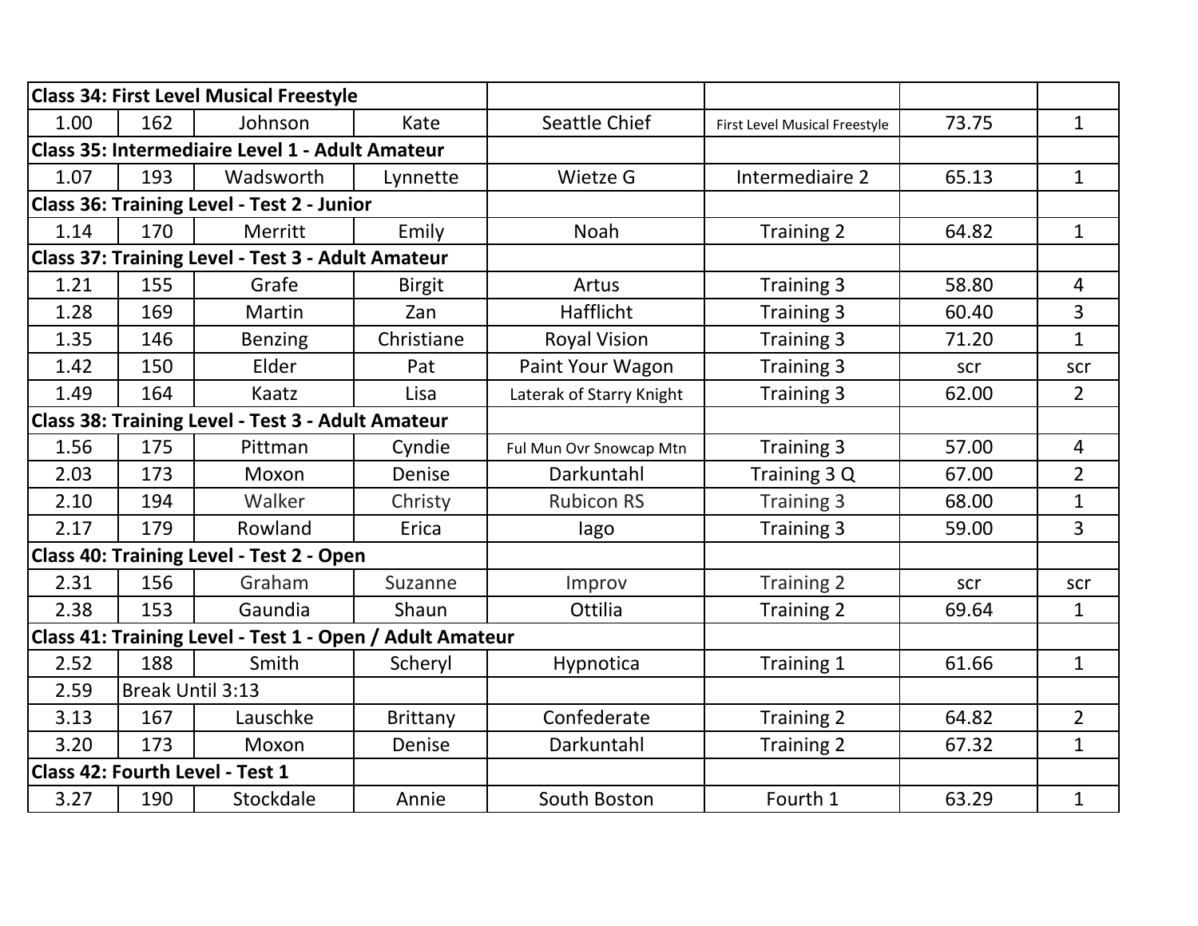| Class 34: First Level Musical Freestyle | | | | | | | |
|---|---|---|---|---|---|---|---|
| 1.00 | 162 | Johnson | Kate | Seattle Chief | First Level Musical Freestyle | 73.75 | 1 |
| **Class 35: Intermediaire Level 1 - Adult Amateur** | | | | | | | |
| 1.07 | 193 | Wadsworth | Lynnette | Wietze G | Intermediaire 2 | 65.13 | 1 |
| **Class 36: Training Level - Test 2 - Junior** | | | | | | | |
| 1.14 | 170 | Merritt | Emily | Noah | Training 2 | 64.82 | 1 |
| **Class 37: Training Level - Test 3 - Adult Amateur** | | | | | | | |
| 1.21 | 155 | Grafe | Birgit | Artus | Training 3 | 58.80 | 4 |
| 1.28 | 169 | Martin | Zan | Hafflicht | Training 3 | 60.40 | 3 |
| 1.35 | 146 | Benzing | Christiane | Royal Vision | Training 3 | 71.20 | 1 |
| 1.42 | 150 | Elder | Pat | Paint Your Wagon | Training 3 | scr | scr |
| 1.49 | 164 | Kaatz | Lisa | Laterak of Starry Knight | Training 3 | 62.00 | 2 |
| **Class 38: Training Level - Test 3 - Adult Amateur** | | | | | | | |
| 1.56 | 175 | Pittman | Cyndie | Ful Mun Ovr Snowcap Mtn | Training 3 | 57.00 | 4 |
| 2.03 | 173 | Moxon | Denise | Darkuntahl | Training 3 Q | 67.00 | 2 |
| 2.10 | 194 | Walker | Christy | Rubicon RS | Training 3 | 68.00 | 1 |
| 2.17 | 179 | Rowland | Erica | Iago | Training 3 | 59.00 | 3 |
| **Class 40: Training Level - Test 2 - Open** | | | | | | | |
| 2.31 | 156 | Graham | Suzanne | Improv | Training 2 | scr | scr |
| 2.38 | 153 | Gaundia | Shaun | Ottilia | Training 2 | 69.64 | 1 |
| **Class 41: Training Level - Test 1 - Open / Adult Amateur** | | | | | | | |
| 2.52 | 188 | Smith | Scheryl | Hypnotica | Training 1 | 61.66 | 1 |
| 2.59 | Break Until 3:13 | | | | | | |
| 3.13 | 167 | Lauschke | Brittany | Confederate | Training 2 | 64.82 | 2 |
| 3.20 | 173 | Moxon | Denise | Darkuntahl | Training 2 | 67.32 | 1 |
| **Class 42: Fourth Level - Test 1** | | | | | | | |
| 3.27 | 190 | Stockdale | Annie | South Boston | Fourth 1 | 63.29 | 1 |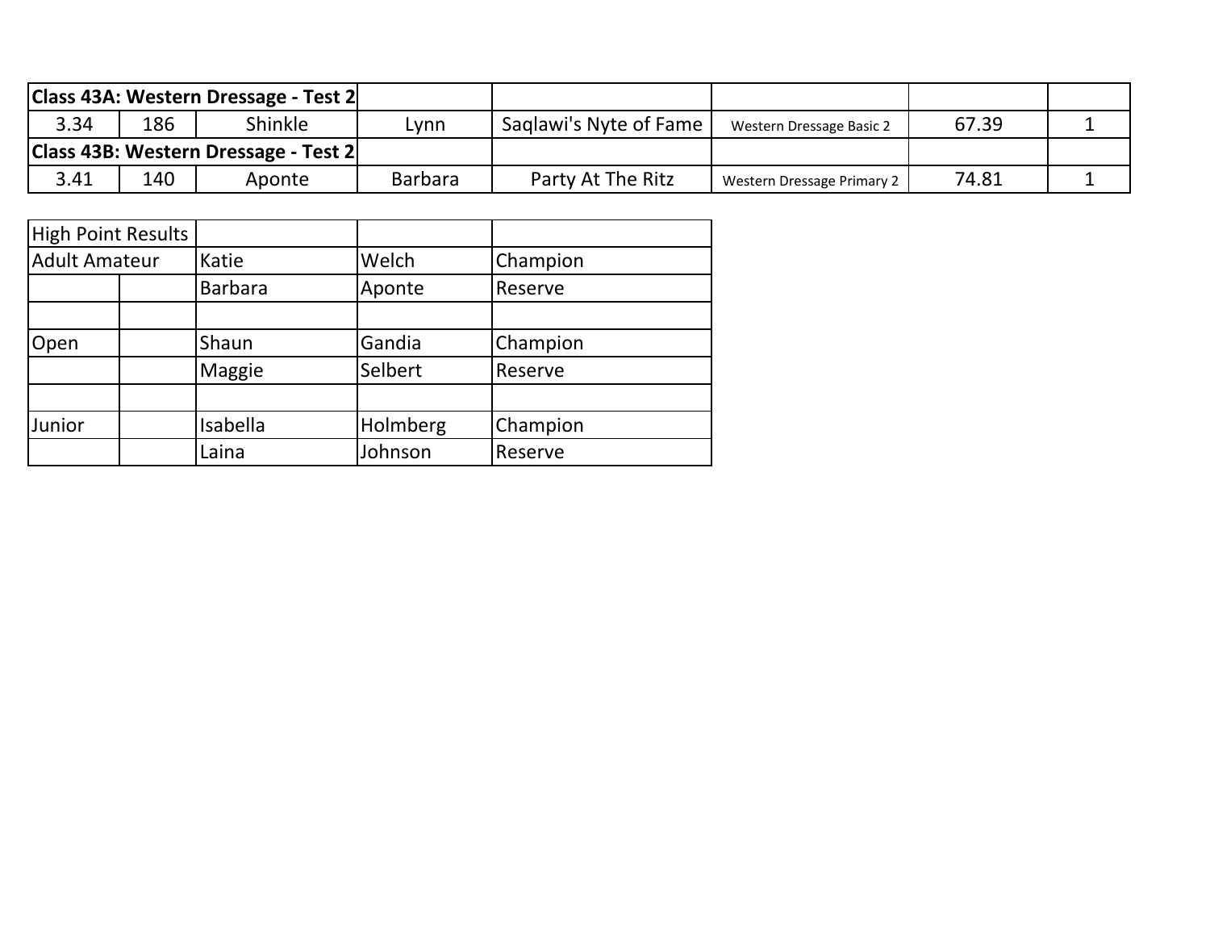| | | | | | | | |
|---|---|---|---|---|---|---|---|
| **Class 43A: Western Dressage - Test 2** | | | | | | | |
| 3.34 | 186 | Shinkle | Lynn | Saqlawi's Nyte of Fame | Western Dressage Basic 2 | 67.39 | 1 |
| **Class 43B: Western Dressage - Test 2** | | | | | | | |
| 3.41 | 140 | Aponte | Barbara | Party At The Ritz | Western Dressage Primary 2 | 74.81 | 1 |

| | | | | |
|---|---|---|---|---|
| High Point Results | | | | |
| Adult Amateur | | Katie | Welch | Champion |
| | | Barbara | Aponte | Reserve |
| | | | | |
| Open | | Shaun | Gandia | Champion |
| | | Maggie | Selbert | Reserve |
| | | | | |
| Junior | | Isabella | Holmberg | Champion |
| | | Laina | Johnson | Reserve |